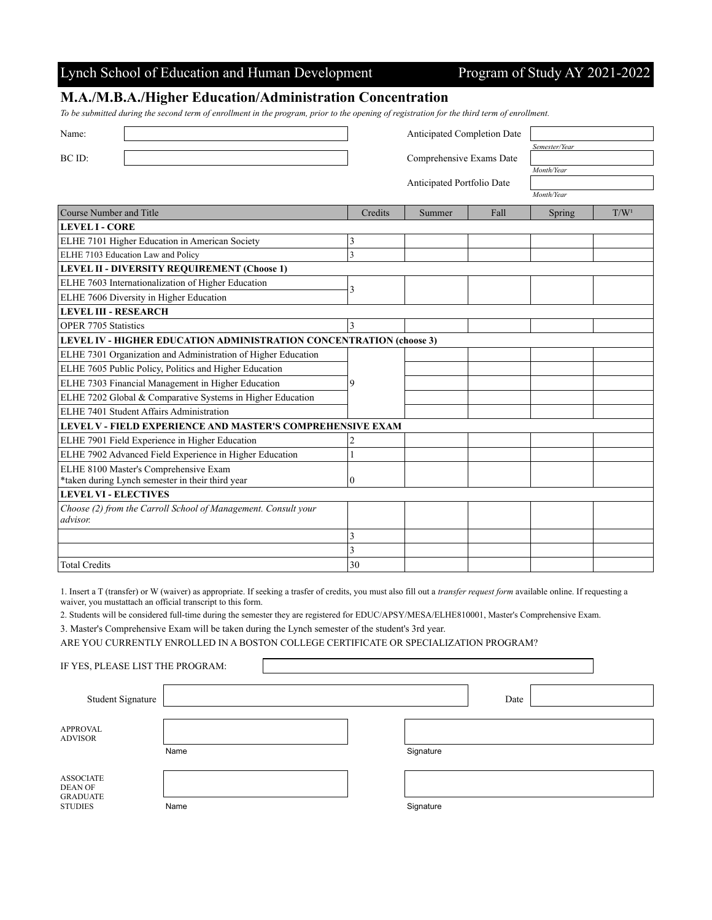Lynch School of Education and Human Development — Program of Study AY 2021-2022

## M.A./M.B.A./Higher Education/Administration Concentration

*To be submitted during the second term of enrollment in the program, prior to the opening of registration for the third term of enrollment.*

| | | | |
|---|---|---|---|
| Name: | | Anticipated Completion Date | *Semester/Year* |
| BC ID: | | Comprehensive Exams Date | *Month/Year* |
| | | Anticipated Portfolio Date | *Month/Year* |

| Course Number and Title | Credits | Summer | Fall | Spring | T/W[1] |
|---|---|---|---|---|---|
| **LEVEL I - CORE** | | | | | |
| ELHE 7101 Higher Education in American Society | 3 | | | | |
| ELHE 7103 Education Law and Policy | 3 | | | | |
| **LEVEL II - DIVERSITY REQUIREMENT (Choose 1)** | | | | | |
| ELHE 7603 Internationalization of Higher Education | 3 | | | | |
| ELHE 7606 Diversity in Higher Education | | | | | |
| **LEVEL III - RESEARCH** | | | | | |
| OPER 7705 Statistics | 3 | | | | |
| **LEVEL IV - HIGHER EDUCATION ADMINISTRATION CONCENTRATION (choose 3)** | | | | | |
| ELHE 7301 Organization and Administration of Higher Education | 9 | | | | |
| ELHE 7605 Public Policy, Politics and Higher Education | | | | | |
| ELHE 7303 Financial Management in Higher Education | | | | | |
| ELHE 7202 Global & Comparative Systems in Higher Education | | | | | |
| ELHE 7401 Student Affairs Administration | | | | | |
| **LEVEL V - FIELD EXPERIENCE AND MASTER'S COMPREHENSIVE EXAM** | | | | | |
| ELHE 7901 Field Experience in Higher Education | 2 | | | | |
| ELHE 7902 Advanced Field Experience in Higher Education | 1 | | | | |
| ELHE 8100 Master's Comprehensive Exam<br>*taken during Lynch semester in their third year | 0 | | | | |
| **LEVEL VI - ELECTIVES** | | | | | |
| *Choose (2) from the Carroll School of Management. Consult your advisor.* | | | | | |
| | 3 | | | | |
| | 3 | | | | |
| Total Credits | 30 | | | | |

1. Insert a T (transfer) or W (waiver) as appropriate. If seeking a trasfer of credits, you must also fill out a *transfer request form* available online. If requesting a waiver, you mustattach an official transcript to this form.

2. Students will be considered full-time during the semester they are registered for EDUC/APSY/MESA/ELHE810001, Master's Comprehensive Exam.

3. Master's Comprehensive Exam will be taken during the Lynch semester of the student's 3rd year.

ARE YOU CURRENTLY ENROLLED IN A BOSTON COLLEGE CERTIFICATE OR SPECIALIZATION PROGRAM?

IF YES, PLEASE LIST THE PROGRAM:

Student Signature &nbsp;&nbsp;&nbsp;&nbsp; Date

APPROVAL ADVISOR

Name &nbsp;&nbsp;&nbsp;&nbsp; Signature

ASSOCIATE DEAN OF GRADUATE STUDIES

Name &nbsp;&nbsp;&nbsp;&nbsp; Signature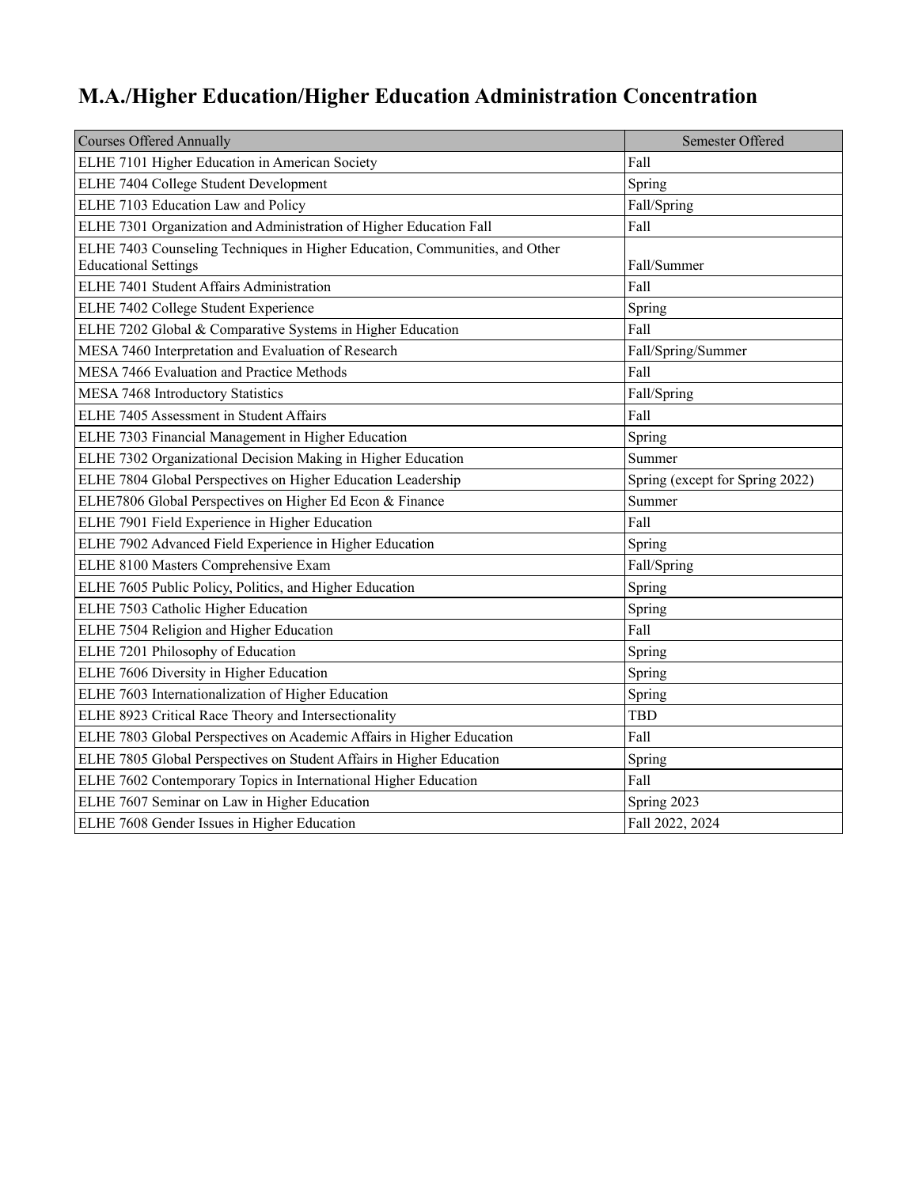# M.A./Higher Education/Higher Education Administration Concentration

| Courses Offered Annually | Semester Offered |
| --- | --- |
| ELHE 7101 Higher Education in American Society | Fall |
| ELHE 7404 College Student Development | Spring |
| ELHE 7103 Education Law and Policy | Fall/Spring |
| ELHE 7301 Organization and Administration of Higher Education Fall | Fall |
| ELHE 7403 Counseling Techniques in Higher Education, Communities, and Other Educational Settings | Fall/Summer |
| ELHE 7401 Student Affairs Administration | Fall |
| ELHE 7402 College Student Experience | Spring |
| ELHE 7202 Global & Comparative Systems in Higher Education | Fall |
| MESA 7460 Interpretation and Evaluation of Research | Fall/Spring/Summer |
| MESA 7466 Evaluation and Practice Methods | Fall |
| MESA 7468 Introductory Statistics | Fall/Spring |
| ELHE 7405 Assessment in Student Affairs | Fall |
| ELHE 7303 Financial Management in Higher Education | Spring |
| ELHE 7302 Organizational Decision Making in Higher Education | Summer |
| ELHE 7804 Global Perspectives on Higher Education Leadership | Spring (except for Spring 2022) |
| ELHE7806 Global Perspectives on Higher Ed Econ & Finance | Summer |
| ELHE 7901 Field Experience in Higher Education | Fall |
| ELHE 7902 Advanced Field Experience in Higher Education | Spring |
| ELHE 8100 Masters Comprehensive Exam | Fall/Spring |
| ELHE 7605 Public Policy, Politics, and Higher Education | Spring |
| ELHE 7503 Catholic Higher Education | Spring |
| ELHE 7504 Religion and Higher Education | Fall |
| ELHE 7201 Philosophy of Education | Spring |
| ELHE 7606 Diversity in Higher Education | Spring |
| ELHE 7603 Internationalization of Higher Education | Spring |
| ELHE 8923 Critical Race Theory and Intersectionality | TBD |
| ELHE 7803 Global Perspectives on Academic Affairs in Higher Education | Fall |
| ELHE 7805 Global Perspectives on Student Affairs in Higher Education | Spring |
| ELHE 7602 Contemporary Topics in International Higher Education | Fall |
| ELHE 7607 Seminar on Law in Higher Education | Spring 2023 |
| ELHE 7608 Gender Issues in Higher Education | Fall 2022, 2024 |